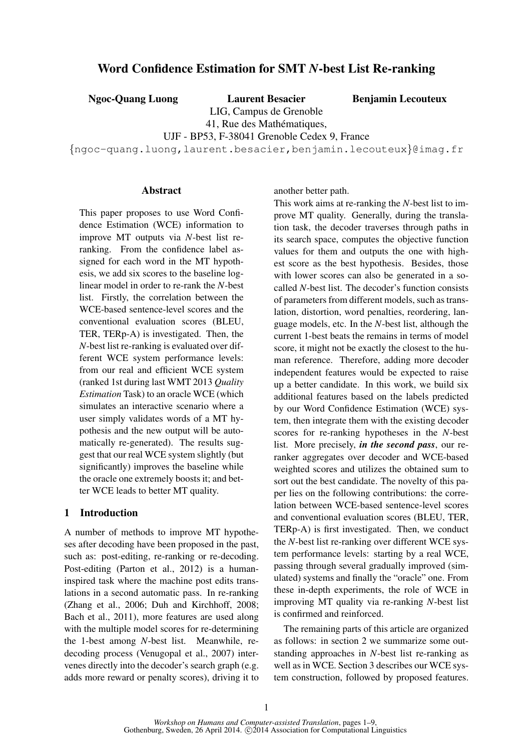# Word Confidence Estimation for SMT *N*-best List Re-ranking

**Ngoc-Quang Luong** **Laurent Besacier** **Benjamin Lecouteux**

LIG, Campus de Grenoble
41, Rue des Mathématiques,
UJF - BP53, F-38041 Grenoble Cedex 9, France
{ngoc-quang.luong,laurent.besacier,benjamin.lecouteux}@imag.fr

## Abstract

This paper proposes to use Word Confidence Estimation (WCE) information to improve MT outputs via *N*-best list reranking. From the confidence label assigned for each word in the MT hypothesis, we add six scores to the baseline loglinear model in order to re-rank the *N*-best list. Firstly, the correlation between the WCE-based sentence-level scores and the conventional evaluation scores (BLEU, TER, TERp-A) is investigated. Then, the *N*-best list re-ranking is evaluated over different WCE system performance levels: from our real and efficient WCE system (ranked 1st during last WMT 2013 *Quality Estimation* Task) to an oracle WCE (which simulates an interactive scenario where a user simply validates words of a MT hypothesis and the new output will be automatically re-generated). The results suggest that our real WCE system slightly (but significantly) improves the baseline while the oracle one extremely boosts it; and better WCE leads to better MT quality.

## 1 Introduction

A number of methods to improve MT hypotheses after decoding have been proposed in the past, such as: post-editing, re-ranking or re-decoding. Post-editing (Parton et al., 2012) is a human-inspired task where the machine post edits translations in a second automatic pass. In re-ranking (Zhang et al., 2006; Duh and Kirchhoff, 2008; Bach et al., 2011), more features are used along with the multiple model scores for re-determining the 1-best among *N*-best list. Meanwhile, re-decoding process (Venugopal et al., 2007) intervenes directly into the decoder's search graph (e.g. adds more reward or penalty scores), driving it to another better path.

This work aims at re-ranking the *N*-best list to improve MT quality. Generally, during the translation task, the decoder traverses through paths in its search space, computes the objective function values for them and outputs the one with highest score as the best hypothesis. Besides, those with lower scores can also be generated in a so-called *N*-best list. The decoder's function consists of parameters from different models, such as translation, distortion, word penalties, reordering, language models, etc. In the *N*-best list, although the current 1-best beats the remains in terms of model score, it might not be exactly the closest to the human reference. Therefore, adding more decoder independent features would be expected to raise up a better candidate. In this work, we build six additional features based on the labels predicted by our Word Confidence Estimation (WCE) system, then integrate them with the existing decoder scores for re-ranking hypotheses in the *N*-best list. More precisely, ***in the second pass***, our re-ranker aggregates over decoder and WCE-based weighted scores and utilizes the obtained sum to sort out the best candidate. The novelty of this paper lies on the following contributions: the correlation between WCE-based sentence-level scores and conventional evaluation scores (BLEU, TER, TERp-A) is first investigated. Then, we conduct the *N*-best list re-ranking over different WCE system performance levels: starting by a real WCE, passing through several gradually improved (simulated) systems and finally the "oracle" one. From these in-depth experiments, the role of WCE in improving MT quality via re-ranking *N*-best list is confirmed and reinforced.

The remaining parts of this article are organized as follows: in section 2 we summarize some outstanding approaches in *N*-best list re-ranking as well as in WCE. Section 3 describes our WCE system construction, followed by proposed features.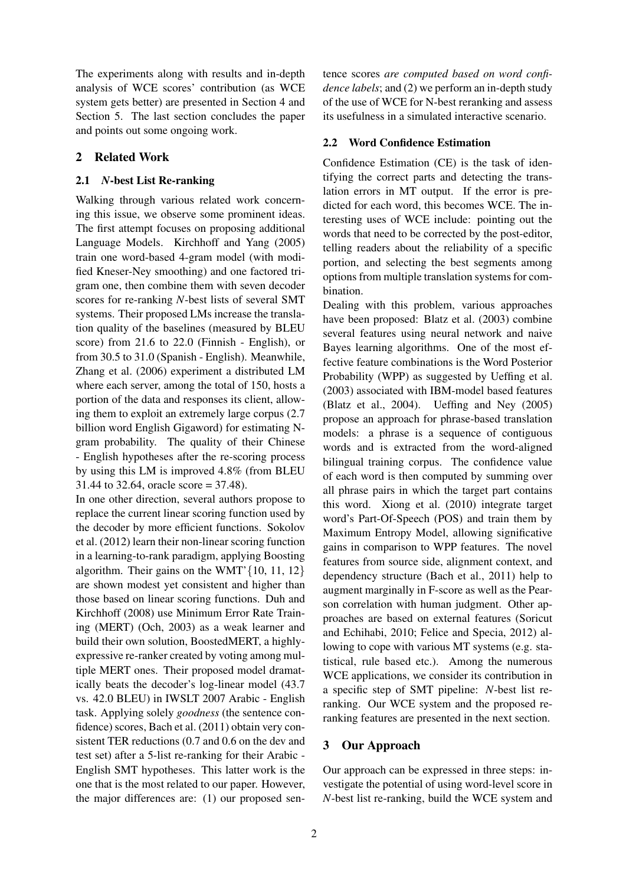The experiments along with results and in-depth analysis of WCE scores' contribution (as WCE system gets better) are presented in Section 4 and Section 5. The last section concludes the paper and points out some ongoing work.

## 2 Related Work

### 2.1 *N*-best List Re-ranking

Walking through various related work concerning this issue, we observe some prominent ideas. The first attempt focuses on proposing additional Language Models. Kirchhoff and Yang (2005) train one word-based 4-gram model (with modified Kneser-Ney smoothing) and one factored trigram one, then combine them with seven decoder scores for re-ranking *N*-best lists of several SMT systems. Their proposed LMs increase the translation quality of the baselines (measured by BLEU score) from 21.6 to 22.0 (Finnish - English), or from 30.5 to 31.0 (Spanish - English). Meanwhile, Zhang et al. (2006) experiment a distributed LM where each server, among the total of 150, hosts a portion of the data and responses its client, allowing them to exploit an extremely large corpus (2.7 billion word English Gigaword) for estimating N-gram probability. The quality of their Chinese - English hypotheses after the re-scoring process by using this LM is improved 4.8% (from BLEU 31.44 to 32.64, oracle score = 37.48).

In one other direction, several authors propose to replace the current linear scoring function used by the decoder by more efficient functions. Sokolov et al. (2012) learn their non-linear scoring function in a learning-to-rank paradigm, applying Boosting algorithm. Their gains on the WMT'{10, 11, 12} are shown modest yet consistent and higher than those based on linear scoring functions. Duh and Kirchhoff (2008) use Minimum Error Rate Training (MERT) (Och, 2003) as a weak learner and build their own solution, BoostedMERT, a highly-expressive re-ranker created by voting among multiple MERT ones. Their proposed model dramatically beats the decoder's log-linear model (43.7 vs. 42.0 BLEU) in IWSLT 2007 Arabic - English task. Applying solely *goodness* (the sentence confidence) scores, Bach et al. (2011) obtain very consistent TER reductions (0.7 and 0.6 on the dev and test set) after a 5-list re-ranking for their Arabic - English SMT hypotheses. This latter work is the one that is the most related to our paper. However, the major differences are: (1) our proposed sentence scores *are computed based on word confidence labels*; and (2) we perform an in-depth study of the use of WCE for N-best reranking and assess its usefulness in a simulated interactive scenario.

### 2.2 Word Confidence Estimation

Confidence Estimation (CE) is the task of identifying the correct parts and detecting the translation errors in MT output. If the error is predicted for each word, this becomes WCE. The interesting uses of WCE include: pointing out the words that need to be corrected by the post-editor, telling readers about the reliability of a specific portion, and selecting the best segments among options from multiple translation systems for combination.

Dealing with this problem, various approaches have been proposed: Blatz et al. (2003) combine several features using neural network and naive Bayes learning algorithms. One of the most effective feature combinations is the Word Posterior Probability (WPP) as suggested by Ueffing et al. (2003) associated with IBM-model based features (Blatz et al., 2004). Ueffing and Ney (2005) propose an approach for phrase-based translation models: a phrase is a sequence of contiguous words and is extracted from the word-aligned bilingual training corpus. The confidence value of each word is then computed by summing over all phrase pairs in which the target part contains this word. Xiong et al. (2010) integrate target word's Part-Of-Speech (POS) and train them by Maximum Entropy Model, allowing significative gains in comparison to WPP features. The novel features from source side, alignment context, and dependency structure (Bach et al., 2011) help to augment marginally in F-score as well as the Pearson correlation with human judgment. Other approaches are based on external features (Soricut and Echihabi, 2010; Felice and Specia, 2012) allowing to cope with various MT systems (e.g. statistical, rule based etc.). Among the numerous WCE applications, we consider its contribution in a specific step of SMT pipeline: *N*-best list re-ranking. Our WCE system and the proposed re-ranking features are presented in the next section.

## 3 Our Approach

Our approach can be expressed in three steps: investigate the potential of using word-level score in *N*-best list re-ranking, build the WCE system and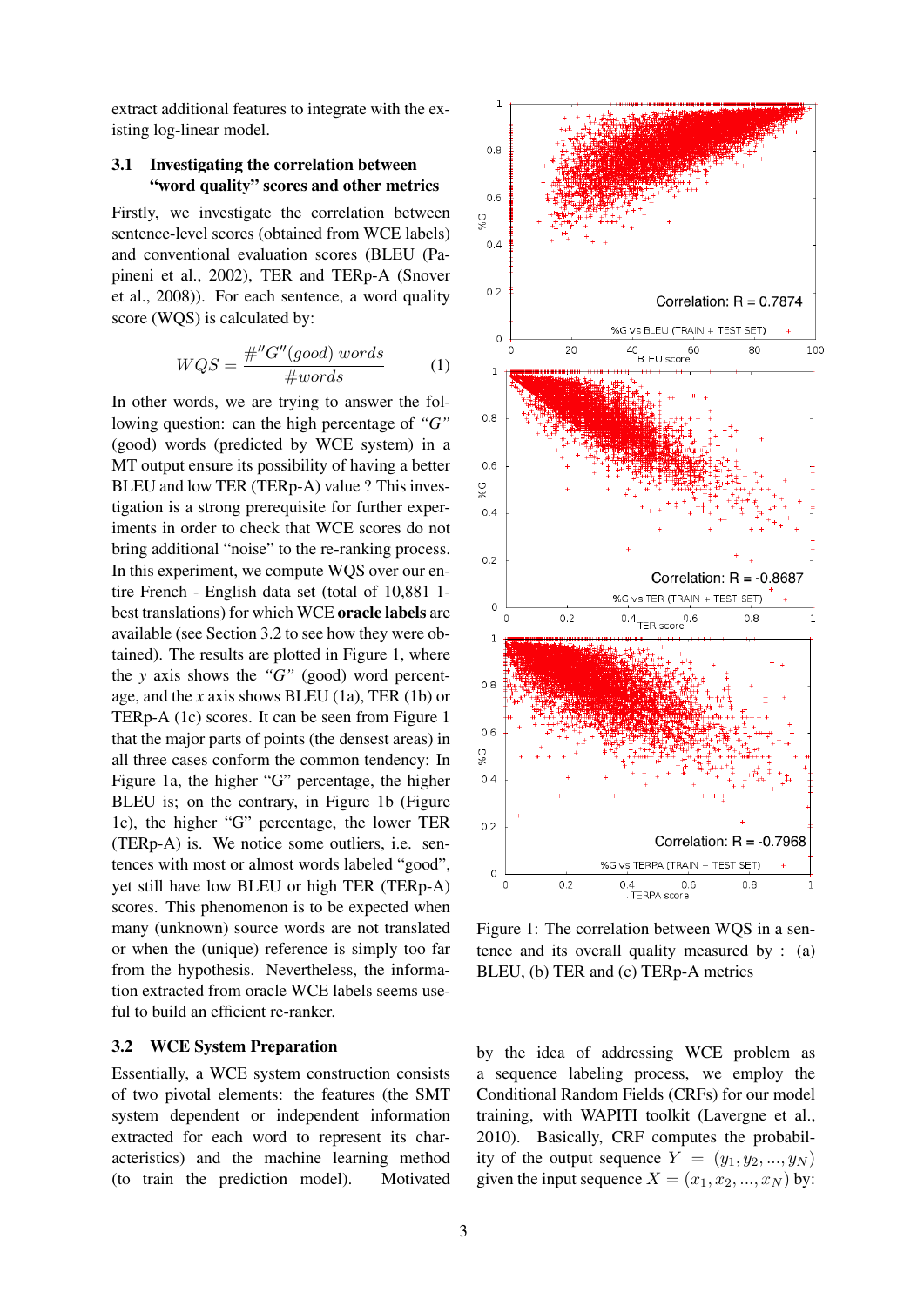extract additional features to integrate with the existing log-linear model.

### 3.1 Investigating the correlation between "word quality" scores and other metrics

Firstly, we investigate the correlation between sentence-level scores (obtained from WCE labels) and conventional evaluation scores (BLEU (Papineni et al., 2002), TER and TERp-A (Snover et al., 2008)). For each sentence, a word quality score (WQS) is calculated by:

$$WQS = \frac{\#''G''(good)\ words}{\#words} \quad (1)$$

In other words, we are trying to answer the following question: can the high percentage of *"G"* (good) words (predicted by WCE system) in a MT output ensure its possibility of having a better BLEU and low TER (TERp-A) value ? This investigation is a strong prerequisite for further experiments in order to check that WCE scores do not bring additional "noise" to the re-ranking process. In this experiment, we compute WQS over our entire French - English data set (total of 10,881 1-best translations) for which WCE **oracle labels** are available (see Section 3.2 to see how they were obtained). The results are plotted in Figure 1, where the *y* axis shows the *"G"* (good) word percentage, and the *x* axis shows BLEU (1a), TER (1b) or TERp-A (1c) scores. It can be seen from Figure 1 that the major parts of points (the densest areas) in all three cases conform the common tendency: In Figure 1a, the higher "G" percentage, the higher BLEU is; on the contrary, in Figure 1b (Figure 1c), the higher "G" percentage, the lower TER (TERp-A) is. We notice some outliers, i.e. sentences with most or almost words labeled "good", yet still have low BLEU or high TER (TERp-A) scores. This phenomenon is to be expected when many (unknown) source words are not translated or when the (unique) reference is simply too far from the hypothesis. Nevertheless, the information extracted from oracle WCE labels seems useful to build an efficient re-ranker.

Figure 1: The correlation between WQS in a sentence and its overall quality measured by : (a) BLEU, (b) TER and (c) TERp-A metrics

### 3.2 WCE System Preparation

Essentially, a WCE system construction consists of two pivotal elements: the features (the SMT system dependent or independent information extracted for each word to represent its characteristics) and the machine learning method (to train the prediction model). Motivated by the idea of addressing WCE problem as a sequence labeling process, we employ the Conditional Random Fields (CRFs) for our model training, with WAPITI toolkit (Lavergne et al., 2010). Basically, CRF computes the probability of the output sequence $Y = (y_1, y_2, ..., y_N)$ given the input sequence $X = (x_1, x_2, ..., x_N)$ by: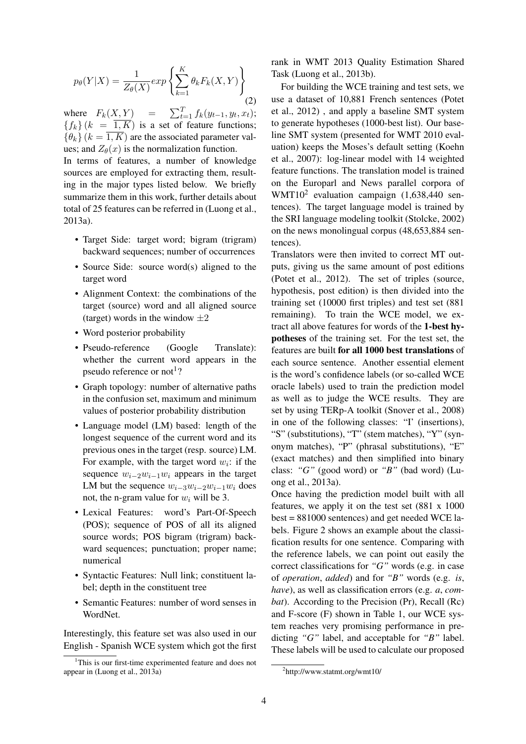$$p_\theta(Y|X) = \frac{1}{Z_\theta(X)} exp\left\{\sum_{k=1}^{K} \theta_k F_k(X, Y)\right\} \quad (2)$$

where $F_k(X, Y) = \sum_{t=1}^{T} f_k(y_{t-1}, y_t, x_t)$; $\{f_k\}$ $(k = \overline{1, K})$ is a set of feature functions; $\{\theta_k\}$ $(k = \overline{1, K})$ are the associated parameter values; and $Z_\theta(x)$ is the normalization function.

In terms of features, a number of knowledge sources are employed for extracting them, resulting in the major types listed below. We briefly summarize them in this work, further details about total of 25 features can be referred in (Luong et al., 2013a).

- Target Side: target word; bigram (trigram) backward sequences; number of occurrences
- Source Side: source word(s) aligned to the target word
- Alignment Context: the combinations of the target (source) word and all aligned source (target) words in the window $\pm 2$
- Word posterior probability
- Pseudo-reference (Google Translate): whether the current word appears in the pseudo reference or not[1]?
- Graph topology: number of alternative paths in the confusion set, maximum and minimum values of posterior probability distribution
- Language model (LM) based: length of the longest sequence of the current word and its previous ones in the target (resp. source) LM. For example, with the target word $w_i$: if the sequence $w_{i-2}w_{i-1}w_i$ appears in the target LM but the sequence $w_{i-3}w_{i-2}w_{i-1}w_i$ does not, the n-gram value for $w_i$ will be 3.
- Lexical Features: word's Part-Of-Speech (POS); sequence of POS of all its aligned source words; POS bigram (trigram) backward sequences; punctuation; proper name; numerical
- Syntactic Features: Null link; constituent label; depth in the constituent tree
- Semantic Features: number of word senses in WordNet.

Interestingly, this feature set was also used in our English - Spanish WCE system which got the first rank in WMT 2013 Quality Estimation Shared Task (Luong et al., 2013b).

For building the WCE training and test sets, we use a dataset of 10,881 French sentences (Potet et al., 2012) , and apply a baseline SMT system to generate hypotheses (1000-best list). Our baseline SMT system (presented for WMT 2010 evaluation) keeps the Moses's default setting (Koehn et al., 2007): log-linear model with 14 weighted feature functions. The translation model is trained on the Europarl and News parallel corpora of WMT10[2] evaluation campaign (1,638,440 sentences). The target language model is trained by the SRI language modeling toolkit (Stolcke, 2002) on the news monolingual corpus (48,653,884 sentences).

Translators were then invited to correct MT outputs, giving us the same amount of post editions (Potet et al., 2012). The set of triples (source, hypothesis, post edition) is then divided into the training set (10000 first triples) and test set (881 remaining). To train the WCE model, we extract all above features for words of the **1-best hypotheses** of the training set. For the test set, the features are built **for all 1000 best translations** of each source sentence. Another essential element is the word's confidence labels (or so-called WCE oracle labels) used to train the prediction model as well as to judge the WCE results. They are set by using TERp-A toolkit (Snover et al., 2008) in one of the following classes: "I' (insertions), "S" (substitutions), "T" (stem matches), "Y" (synonym matches), "P" (phrasal substitutions), "E" (exact matches) and then simplified into binary class: *"G"* (good word) or *"B"* (bad word) (Luong et al., 2013a).

Once having the prediction model built with all features, we apply it on the test set (881 x 1000 best = 881000 sentences) and get needed WCE labels. Figure 2 shows an example about the classification results for one sentence. Comparing with the reference labels, we can point out easily the correct classifications for *"G"* words (e.g. in case of *operation*, *added*) and for *"B"* words (e.g. *is*, *have*), as well as classification errors (e.g. *a*, *combat*). According to the Precision (Pr), Recall (Rc) and F-score (F) shown in Table 1, our WCE system reaches very promising performance in predicting *"G"* label, and acceptable for *"B"* label. These labels will be used to calculate our proposed

[1] This is our first-time experimented feature and does not appear in (Luong et al., 2013a)

[2] http://www.statmt.org/wmt10/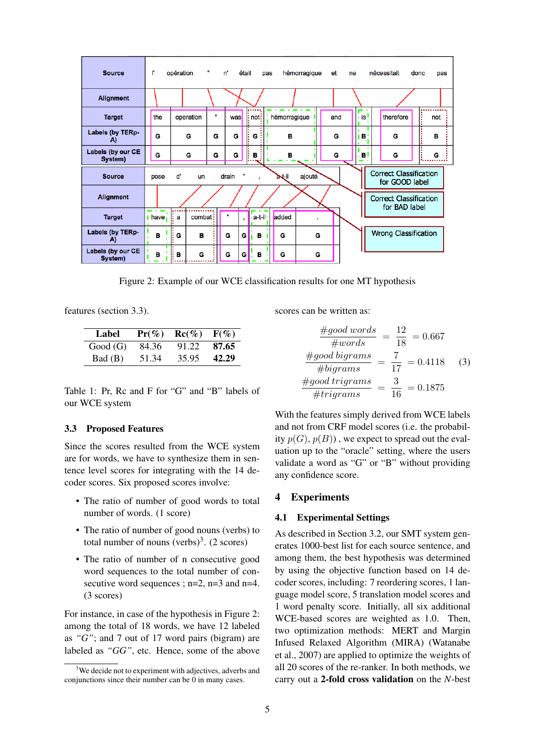Figure 2: Example of our WCE classification results for one MT hypothesis

features (section 3.3).

| Label | Pr(%) | Rc(%) | F(%) |
|---|---|---|---|
| Good (G) | 84.36 | 91.22 | **87.65** |
| Bad (B) | 51.34 | 35.95 | **42.29** |

Table 1: Pr, Rc and F for "G" and "B" labels of our WCE system

### 3.3 Proposed Features

Since the scores resulted from the WCE system are for words, we have to synthesize them in sentence level scores for integrating with the 14 decoder scores. Six proposed scores involve:

- The ratio of number of good words to total number of words. (1 score)
- The ratio of number of good nouns (verbs) to total number of nouns (verbs)[3]. (2 scores)
- The ratio of number of n consecutive good word sequences to the total number of consecutive word sequences ; n=2, n=3 and n=4. (3 scores)

For instance, in case of the hypothesis in Figure 2: among the total of 18 words, we have 12 labeled as *"G"*; and 7 out of 17 word pairs (bigram) are labeled as *"GG"*, etc. Hence, some of the above scores can be written as:

$$
\begin{aligned}
\frac{\#good\ words}{\#words} &= \frac{12}{18} = 0.667 \\
\frac{\#good\ bigrams}{\#bigrams} &= \frac{7}{17} = 0.4118 \qquad (3)\\
\frac{\#good\ trigrams}{\#trigrams} &= \frac{3}{16} = 0.1875
\end{aligned}
$$

With the features simply derived from WCE labels and not from CRF model scores (i.e. the probability $p(G), p(B)$), we expect to spread out the evaluation up to the "oracle" setting, where the users validate a word as "G" or "B" without providing any confidence score.

## 4 Experiments

### 4.1 Experimental Settings

As described in Section 3.2, our SMT system generates 1000-best list for each source sentence, and among them, the best hypothesis was determined by using the objective function based on 14 decoder scores, including: 7 reordering scores, 1 language model score, 5 translation model scores and 1 word penalty score. Initially, all six additional WCE-based scores are weighted as 1.0. Then, two optimization methods: MERT and Margin Infused Relaxed Algorithm (MIRA) (Watanabe et al., 2007) are applied to optimize the weights of all 20 scores of the re-ranker. In both methods, we carry out a **2-fold cross validation** on the $N$-best

[3] We decide not to experiment with adjectives, adverbs and conjunctions since their number can be 0 in many cases.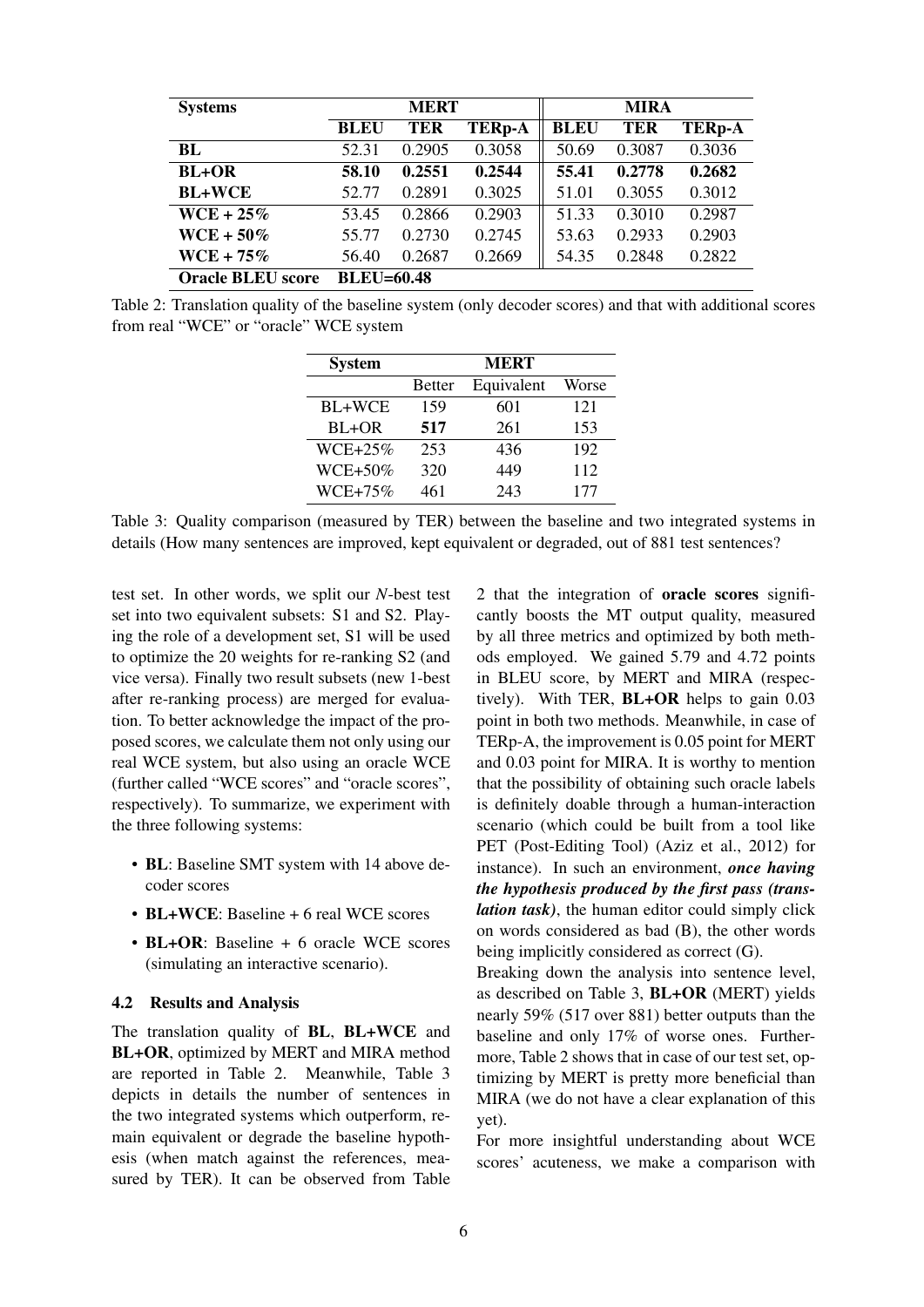| Systems | MERT | | | MIRA | | |
|---|---|---|---|---|---|---|
| | **BLEU** | **TER** | **TERp-A** | **BLEU** | **TER** | **TERp-A** |
| **BL** | 52.31 | 0.2905 | 0.3058 | 50.69 | 0.3087 | 0.3036 |
| **BL+OR** | **58.10** | **0.2551** | **0.2544** | **55.41** | **0.2778** | **0.2682** |
| **BL+WCE** | 52.77 | 0.2891 | 0.3025 | 51.01 | 0.3055 | 0.3012 |
| **WCE + 25%** | 53.45 | 0.2866 | 0.2903 | 51.33 | 0.3010 | 0.2987 |
| **WCE + 50%** | 55.77 | 0.2730 | 0.2745 | 53.63 | 0.2933 | 0.2903 |
| **WCE + 75%** | 56.40 | 0.2687 | 0.2669 | 54.35 | 0.2848 | 0.2822 |
| **Oracle BLEU score** | **BLEU=60.48** | | | | | |

Table 2: Translation quality of the baseline system (only decoder scores) and that with additional scores from real "WCE" or "oracle" WCE system

| System | MERT | | |
|---|---|---|---|
| | Better | Equivalent | Worse |
| BL+WCE | 159 | 601 | 121 |
| BL+OR | **517** | 261 | 153 |
| WCE+25% | 253 | 436 | 192 |
| WCE+50% | 320 | 449 | 112 |
| WCE+75% | 461 | 243 | 177 |

Table 3: Quality comparison (measured by TER) between the baseline and two integrated systems in details (How many sentences are improved, kept equivalent or degraded, out of 881 test sentences?

test set. In other words, we split our *N*-best test set into two equivalent subsets: S1 and S2. Playing the role of a development set, S1 will be used to optimize the 20 weights for re-ranking S2 (and vice versa). Finally two result subsets (new 1-best after re-ranking process) are merged for evaluation. To better acknowledge the impact of the proposed scores, we calculate them not only using our real WCE system, but also using an oracle WCE (further called "WCE scores" and "oracle scores", respectively). To summarize, we experiment with the three following systems:

- **BL**: Baseline SMT system with 14 above decoder scores
- **BL+WCE**: Baseline + 6 real WCE scores
- **BL+OR**: Baseline + 6 oracle WCE scores (simulating an interactive scenario).

### 4.2 Results and Analysis

The translation quality of **BL**, **BL+WCE** and **BL+OR**, optimized by MERT and MIRA method are reported in Table 2. Meanwhile, Table 3 depicts in details the number of sentences in the two integrated systems which outperform, remain equivalent or degrade the baseline hypothesis (when match against the references, measured by TER). It can be observed from Table 2 that the integration of **oracle scores** significantly boosts the MT output quality, measured by all three metrics and optimized by both methods employed. We gained 5.79 and 4.72 points in BLEU score, by MERT and MIRA (respectively). With TER, **BL+OR** helps to gain 0.03 point in both two methods. Meanwhile, in case of TERp-A, the improvement is 0.05 point for MERT and 0.03 point for MIRA. It is worthy to mention that the possibility of obtaining such oracle labels is definitely doable through a human-interaction scenario (which could be built from a tool like PET (Post-Editing Tool) (Aziz et al., 2012) for instance). In such an environment, ***once having the hypothesis produced by the first pass (translation task)***, the human editor could simply click on words considered as bad (B), the other words being implicitly considered as correct (G).

Breaking down the analysis into sentence level, as described on Table 3, **BL+OR** (MERT) yields nearly 59% (517 over 881) better outputs than the baseline and only 17% of worse ones. Furthermore, Table 2 shows that in case of our test set, optimizing by MERT is pretty more beneficial than MIRA (we do not have a clear explanation of this yet).

For more insightful understanding about WCE scores' acuteness, we make a comparison with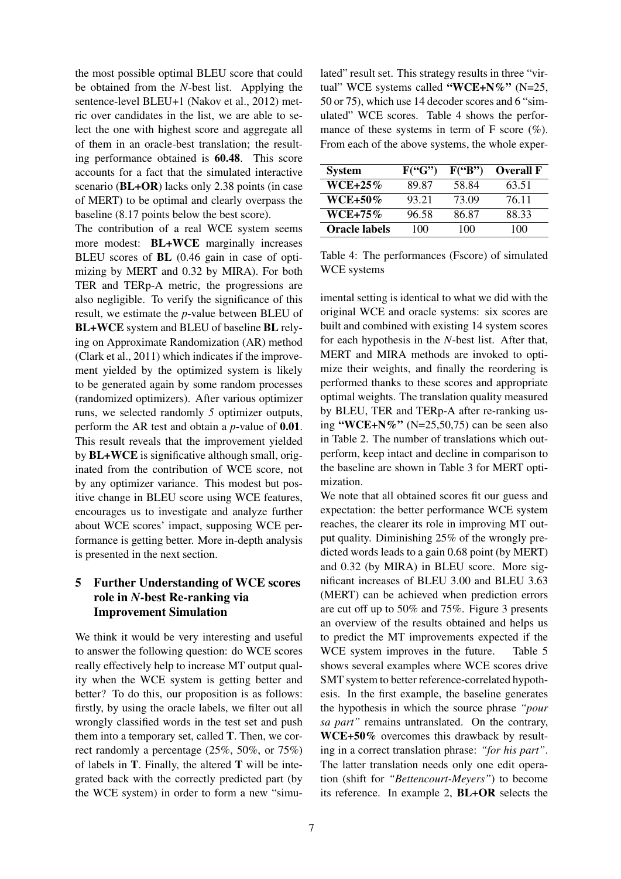the most possible optimal BLEU score that could be obtained from the *N*-best list. Applying the sentence-level BLEU+1 (Nakov et al., 2012) metric over candidates in the list, we are able to select the one with highest score and aggregate all of them in an oracle-best translation; the resulting performance obtained is **60.48**. This score accounts for a fact that the simulated interactive scenario (**BL+OR**) lacks only 2.38 points (in case of MERT) to be optimal and clearly overpass the baseline (8.17 points below the best score).

The contribution of a real WCE system seems more modest: **BL+WCE** marginally increases BLEU scores of **BL** (0.46 gain in case of optimizing by MERT and 0.32 by MIRA). For both TER and TERp-A metric, the progressions are also negligible. To verify the significance of this result, we estimate the *p*-value between BLEU of **BL+WCE** system and BLEU of baseline **BL** relying on Approximate Randomization (AR) method (Clark et al., 2011) which indicates if the improvement yielded by the optimized system is likely to be generated again by some random processes (randomized optimizers). After various optimizer runs, we selected randomly *5* optimizer outputs, perform the AR test and obtain a *p*-value of **0.01**. This result reveals that the improvement yielded by **BL+WCE** is significative although small, originated from the contribution of WCE score, not by any optimizer variance. This modest but positive change in BLEU score using WCE features, encourages us to investigate and analyze further about WCE scores' impact, supposing WCE performance is getting better. More in-depth analysis is presented in the next section.

## 5 Further Understanding of WCE scores role in *N*-best Re-ranking via Improvement Simulation

We think it would be very interesting and useful to answer the following question: do WCE scores really effectively help to increase MT output quality when the WCE system is getting better and better? To do this, our proposition is as follows: firstly, by using the oracle labels, we filter out all wrongly classified words in the test set and push them into a temporary set, called **T**. Then, we correct randomly a percentage (25%, 50%, or 75%) of labels in **T**. Finally, the altered **T** will be integrated back with the correctly predicted part (by the WCE system) in order to form a new "simulated" result set. This strategy results in three "virtual" WCE systems called **"WCE+N%"** (N=25, 50 or 75), which use 14 decoder scores and 6 "simulated" WCE scores. Table 4 shows the performance of these systems in term of F score (%). From each of the above systems, the whole experimental setting is identical to what we did with the original WCE and oracle systems: six scores are built and combined with existing 14 system scores for each hypothesis in the *N*-best list. After that, MERT and MIRA methods are invoked to optimize their weights, and finally the reordering is performed thanks to these scores and appropriate optimal weights. The translation quality measured by BLEU, TER and TERp-A after re-ranking using **"WCE+N%"** (N=25,50,75) can be seen also in Table 2. The number of translations which outperform, keep intact and decline in comparison to the baseline are shown in Table 3 for MERT optimization.

| System | F("G") | F("B") | Overall F |
|---|---|---|---|
| **WCE+25%** | 89.87 | 58.84 | 63.51 |
| **WCE+50%** | 93.21 | 73.09 | 76.11 |
| **WCE+75%** | 96.58 | 86.87 | 88.33 |
| **Oracle labels** | 100 | 100 | 100 |

Table 4: The performances (Fscore) of simulated WCE systems

We note that all obtained scores fit our guess and expectation: the better performance WCE system reaches, the clearer its role in improving MT output quality. Diminishing 25% of the wrongly predicted words leads to a gain 0.68 point (by MERT) and 0.32 (by MIRA) in BLEU score. More significant increases of BLEU 3.00 and BLEU 3.63 (MERT) can be achieved when prediction errors are cut off up to 50% and 75%. Figure 3 presents an overview of the results obtained and helps us to predict the MT improvements expected if the WCE system improves in the future. Table 5 shows several examples where WCE scores drive SMT system to better reference-correlated hypothesis. In the first example, the baseline generates the hypothesis in which the source phrase *"pour sa part"* remains untranslated. On the contrary, **WCE+50%** overcomes this drawback by resulting in a correct translation phrase: *"for his part"*. The latter translation needs only one edit operation (shift for *"Bettencourt-Meyers"*) to become its reference. In example 2, **BL+OR** selects the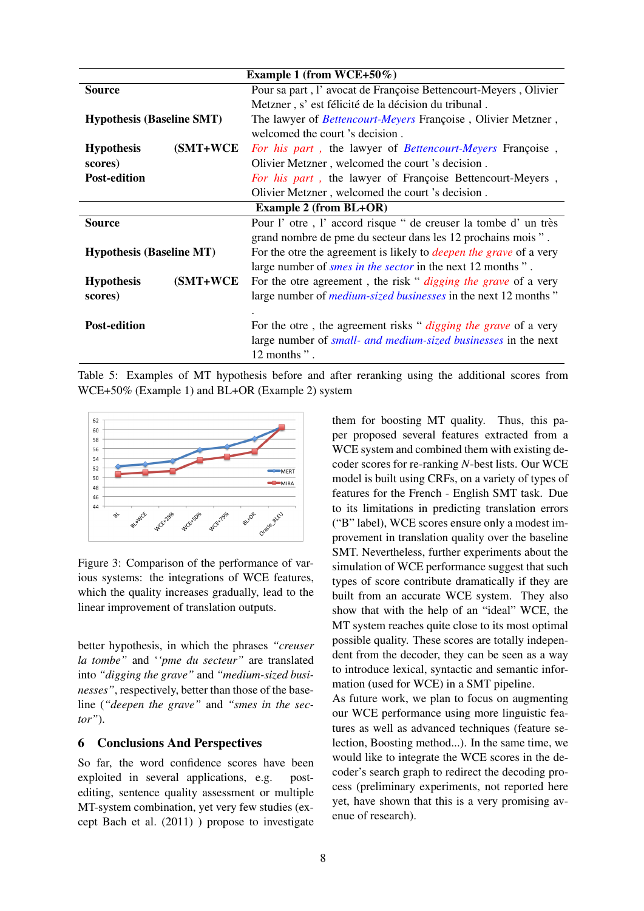| Example 1 (from WCE+50%) | |
|---|---|
| **Source** | Pour sa part , l' avocat de Françoise Bettencourt-Meyers , Olivier Metzner , s' est félicité de la décision du tribunal . |
| **Hypothesis (Baseline SMT)** | The lawyer of *Bettencourt-Meyers* Françoise , Olivier Metzner , welcomed the court 's decision . |
| **Hypothesis (SMT+WCE scores)** | *For his part ,* the lawyer of *Bettencourt-Meyers* Françoise , Olivier Metzner , welcomed the court 's decision . |
| **Post-edition** | *For his part ,* the lawyer of Françoise Bettencourt-Meyers , Olivier Metzner , welcomed the court 's decision . |
| **Example 2 (from BL+OR)** | |
| **Source** | Pour l' otre , l' accord risque " de creuser la tombe d' un très grand nombre de pme du secteur dans les 12 prochains mois " . |
| **Hypothesis (Baseline MT)** | For the otre the agreement is likely to *deepen the grave* of a very large number of *smes in the sector* in the next 12 months " . |
| **Hypothesis (SMT+WCE scores)** | For the otre agreement , the risk " *digging the grave* of a very large number of *medium-sized businesses* in the next 12 months " . |
| **Post-edition** | For the otre , the agreement risks " *digging the grave* of a very large number of *small- and medium-sized businesses* in the next 12 months " . |

Table 5: Examples of MT hypothesis before and after reranking using the additional scores from WCE+50% (Example 1) and BL+OR (Example 2) system

Figure 3: Comparison of the performance of various systems: the integrations of WCE features, which the quality increases gradually, lead to the linear improvement of translation outputs.

better hypothesis, in which the phrases *"creuser la tombe"* and *''pme du secteur"* are translated into *"digging the grave"* and *"medium-sized businesses"*, respectively, better than those of the baseline (*"deepen the grave"* and *"smes in the sector"*).

## 6 Conclusions And Perspectives

So far, the word confidence scores have been exploited in several applications, e.g. post-editing, sentence quality assessment or multiple MT-system combination, yet very few studies (except Bach et al. (2011) ) propose to investigate them for boosting MT quality. Thus, this paper proposed several features extracted from a WCE system and combined them with existing decoder scores for re-ranking $N$-best lists. Our WCE model is built using CRFs, on a variety of types of features for the French - English SMT task. Due to its limitations in predicting translation errors ("B" label), WCE scores ensure only a modest improvement in translation quality over the baseline SMT. Nevertheless, further experiments about the simulation of WCE performance suggest that such types of score contribute dramatically if they are built from an accurate WCE system. They also show that with the help of an "ideal" WCE, the MT system reaches quite close to its most optimal possible quality. These scores are totally independent from the decoder, they can be seen as a way to introduce lexical, syntactic and semantic information (used for WCE) in a SMT pipeline.

As future work, we plan to focus on augmenting our WCE performance using more linguistic features as well as advanced techniques (feature selection, Boosting method...). In the same time, we would like to integrate the WCE scores in the decoder's search graph to redirect the decoding process (preliminary experiments, not reported here yet, have shown that this is a very promising avenue of research).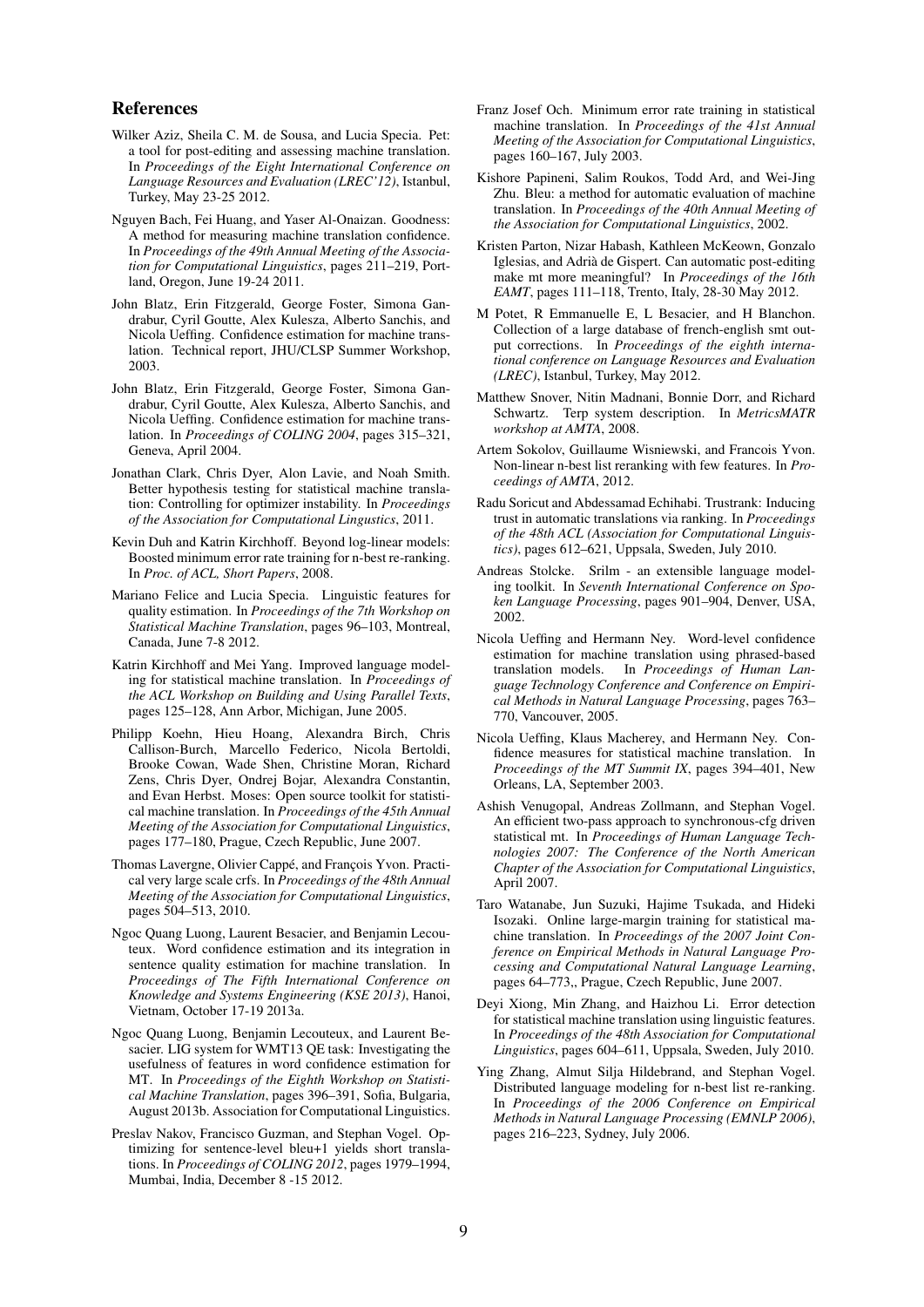## References

Wilker Aziz, Sheila C. M. de Sousa, and Lucia Specia. Pet: a tool for post-editing and assessing machine translation. In *Proceedings of the Eight International Conference on Language Resources and Evaluation (LREC'12)*, Istanbul, Turkey, May 23-25 2012.

Nguyen Bach, Fei Huang, and Yaser Al-Onaizan. Goodness: A method for measuring machine translation confidence. In *Proceedings of the 49th Annual Meeting of the Association for Computational Linguistics*, pages 211–219, Portland, Oregon, June 19-24 2011.

John Blatz, Erin Fitzgerald, George Foster, Simona Gandrabur, Cyril Goutte, Alex Kulesza, Alberto Sanchis, and Nicola Ueffing. Confidence estimation for machine translation. Technical report, JHU/CLSP Summer Workshop, 2003.

John Blatz, Erin Fitzgerald, George Foster, Simona Gandrabur, Cyril Goutte, Alex Kulesza, Alberto Sanchis, and Nicola Ueffing. Confidence estimation for machine translation. In *Proceedings of COLING 2004*, pages 315–321, Geneva, April 2004.

Jonathan Clark, Chris Dyer, Alon Lavie, and Noah Smith. Better hypothesis testing for statistical machine translation: Controlling for optimizer instability. In *Proceedings of the Association for Computational Lingustics*, 2011.

Kevin Duh and Katrin Kirchhoff. Beyond log-linear models: Boosted minimum error rate training for n-best re-ranking. In *Proc. of ACL, Short Papers*, 2008.

Mariano Felice and Lucia Specia. Linguistic features for quality estimation. In *Proceedings of the 7th Workshop on Statistical Machine Translation*, pages 96–103, Montreal, Canada, June 7-8 2012.

Katrin Kirchhoff and Mei Yang. Improved language modeling for statistical machine translation. In *Proceedings of the ACL Workshop on Building and Using Parallel Texts*, pages 125–128, Ann Arbor, Michigan, June 2005.

Philipp Koehn, Hieu Hoang, Alexandra Birch, Chris Callison-Burch, Marcello Federico, Nicola Bertoldi, Brooke Cowan, Wade Shen, Christine Moran, Richard Zens, Chris Dyer, Ondrej Bojar, Alexandra Constantin, and Evan Herbst. Moses: Open source toolkit for statistical machine translation. In *Proceedings of the 45th Annual Meeting of the Association for Computational Linguistics*, pages 177–180, Prague, Czech Republic, June 2007.

Thomas Lavergne, Olivier Cappé, and François Yvon. Practical very large scale crfs. In *Proceedings of the 48th Annual Meeting of the Association for Computational Linguistics*, pages 504–513, 2010.

Ngoc Quang Luong, Laurent Besacier, and Benjamin Lecouteux. Word confidence estimation and its integration in sentence quality estimation for machine translation. In *Proceedings of The Fifth International Conference on Knowledge and Systems Engineering (KSE 2013)*, Hanoi, Vietnam, October 17-19 2013a.

Ngoc Quang Luong, Benjamin Lecouteux, and Laurent Besacier. LIG system for WMT13 QE task: Investigating the usefulness of features in word confidence estimation for MT. In *Proceedings of the Eighth Workshop on Statistical Machine Translation*, pages 396–391, Sofia, Bulgaria, August 2013b. Association for Computational Linguistics.

Preslav Nakov, Francisco Guzman, and Stephan Vogel. Optimizing for sentence-level bleu+1 yields short translations. In *Proceedings of COLING 2012*, pages 1979–1994, Mumbai, India, December 8 -15 2012.

Franz Josef Och. Minimum error rate training in statistical machine translation. In *Proceedings of the 41st Annual Meeting of the Association for Computational Linguistics*, pages 160–167, July 2003.

Kishore Papineni, Salim Roukos, Todd Ard, and Wei-Jing Zhu. Bleu: a method for automatic evaluation of machine translation. In *Proceedings of the 40th Annual Meeting of the Association for Computational Linguistics*, 2002.

Kristen Parton, Nizar Habash, Kathleen McKeown, Gonzalo Iglesias, and Adrià de Gispert. Can automatic post-editing make mt more meaningful? In *Proceedings of the 16th EAMT*, pages 111–118, Trento, Italy, 28-30 May 2012.

M Potet, R Emmanuelle E, L Besacier, and H Blanchon. Collection of a large database of french-english smt output corrections. In *Proceedings of the eighth international conference on Language Resources and Evaluation (LREC)*, Istanbul, Turkey, May 2012.

Matthew Snover, Nitin Madnani, Bonnie Dorr, and Richard Schwartz. Terp system description. In *MetricsMATR workshop at AMTA*, 2008.

Artem Sokolov, Guillaume Wisniewski, and Francois Yvon. Non-linear n-best list reranking with few features. In *Proceedings of AMTA*, 2012.

Radu Soricut and Abdessamad Echihabi. Trustrank: Inducing trust in automatic translations via ranking. In *Proceedings of the 48th ACL (Association for Computational Linguistics)*, pages 612–621, Uppsala, Sweden, July 2010.

Andreas Stolcke. Srilm - an extensible language modeling toolkit. In *Seventh International Conference on Spoken Language Processing*, pages 901–904, Denver, USA, 2002.

Nicola Ueffing and Hermann Ney. Word-level confidence estimation for machine translation using phrased-based translation models. In *Proceedings of Human Language Technology Conference and Conference on Empirical Methods in Natural Language Processing*, pages 763–770, Vancouver, 2005.

Nicola Ueffing, Klaus Macherey, and Hermann Ney. Confidence measures for statistical machine translation. In *Proceedings of the MT Summit IX*, pages 394–401, New Orleans, LA, September 2003.

Ashish Venugopal, Andreas Zollmann, and Stephan Vogel. An efficient two-pass approach to synchronous-cfg driven statistical mt. In *Proceedings of Human Language Technologies 2007: The Conference of the North American Chapter of the Association for Computational Linguistics*, April 2007.

Taro Watanabe, Jun Suzuki, Hajime Tsukada, and Hideki Isozaki. Online large-margin training for statistical machine translation. In *Proceedings of the 2007 Joint Conference on Empirical Methods in Natural Language Processing and Computational Natural Language Learning*, pages 64–773,, Prague, Czech Republic, June 2007.

Deyi Xiong, Min Zhang, and Haizhou Li. Error detection for statistical machine translation using linguistic features. In *Proceedings of the 48th Association for Computational Linguistics*, pages 604–611, Uppsala, Sweden, July 2010.

Ying Zhang, Almut Silja Hildebrand, and Stephan Vogel. Distributed language modeling for n-best list re-ranking. In *Proceedings of the 2006 Conference on Empirical Methods in Natural Language Processing (EMNLP 2006)*, pages 216–223, Sydney, July 2006.